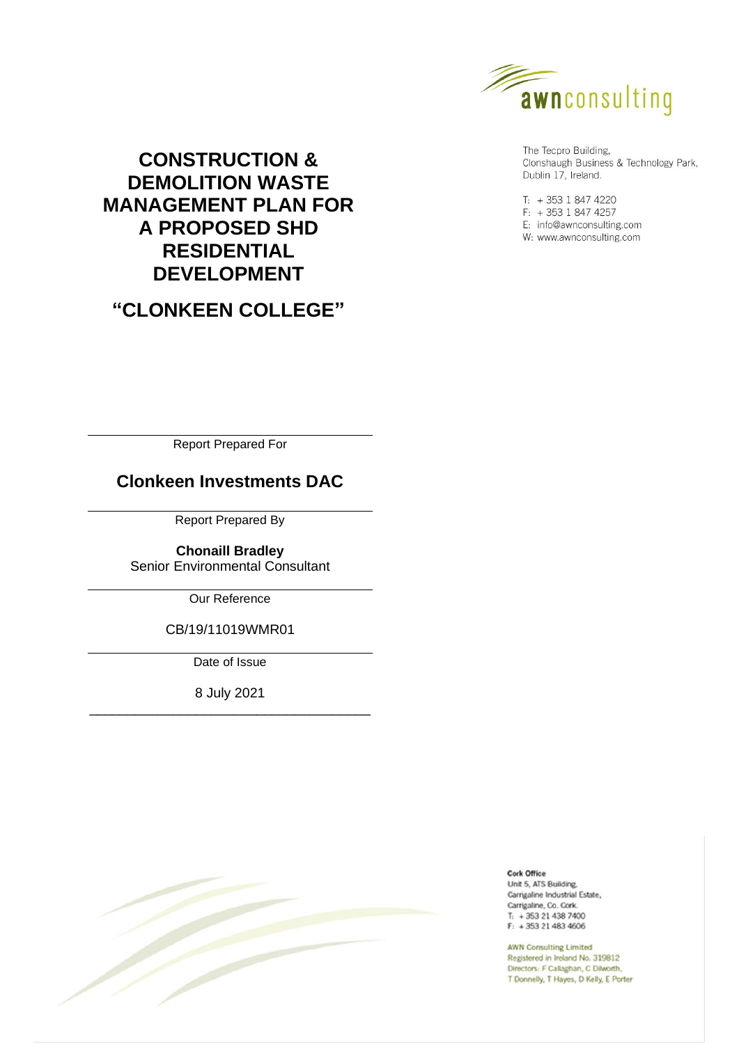awnconsulting

The Tecpro Building,
Clonshaugh Business & Technology Park,
Dublin 17, Ireland.

T: + 353 1 847 4220
F: + 353 1 847 4257
E: info@awnconsulting.com
W: www.awnconsulting.com

# CONSTRUCTION & DEMOLITION WASTE MANAGEMENT PLAN FOR A PROPOSED SHD RESIDENTIAL DEVELOPMENT

## "CLONKEEN COLLEGE"

---

Report Prepared For

**Clonkeen Investments DAC**

---

Report Prepared By

**Chonaill Bradley**
Senior Environmental Consultant

---

Our Reference

CB/19/11019WMR01

---

Date of Issue

8 July 2021

---

**Cork Office**
Unit 5, ATS Building,
Carrigaline Industrial Estate,
Carrigaline, Co. Cork.
T: + 353 21 438 7400
F: + 353 21 483 4606

AWN Consulting Limited
Registered in Ireland No. 319812
Directors: F Callaghan, C Dilworth,
T Donnelly, T Hayes, D Kelly, E Porter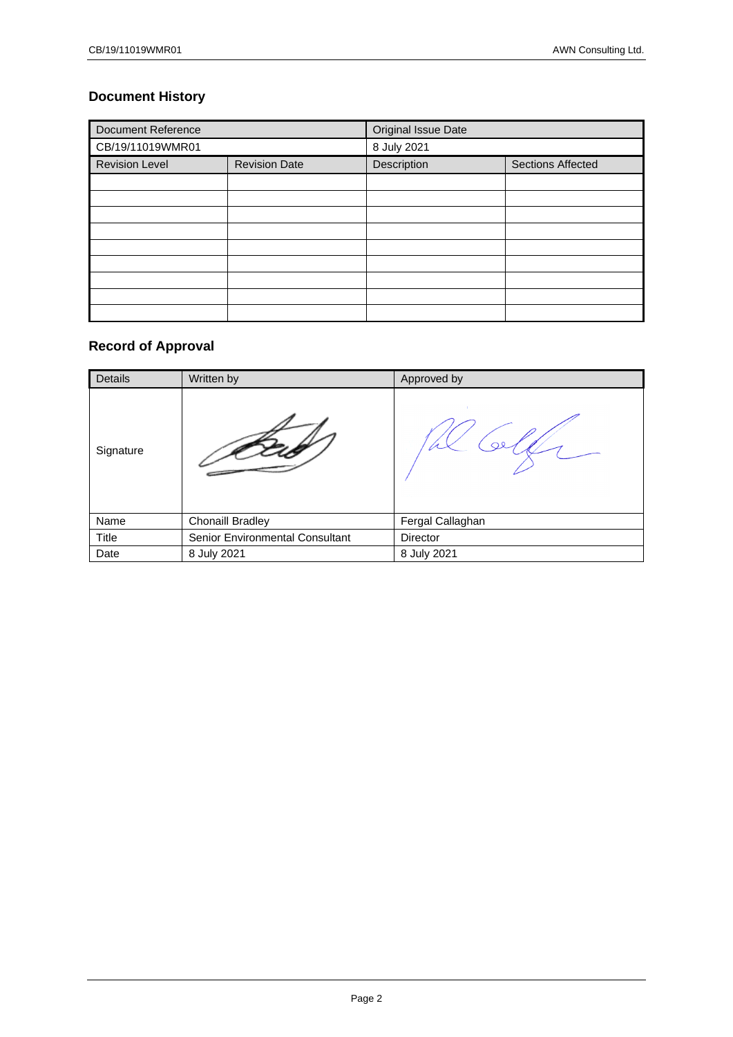## Document History

| Document Reference | | Original Issue Date | |
| --- | --- | --- | --- |
| CB/19/11019WMR01 | | 8 July 2021 | |
| Revision Level | Revision Date | Description | Sections Affected |
| | | | |
| | | | |
| | | | |
| | | | |
| | | | |
| | | | |
| | | | |
| | | | |
| | | | |

## Record of Approval

| Details | Written by | Approved by |
| --- | --- | --- |
| Signature | | |
| Name | Chonaill Bradley | Fergal Callaghan |
| Title | Senior Environmental Consultant | Director |
| Date | 8 July 2021 | 8 July 2021 |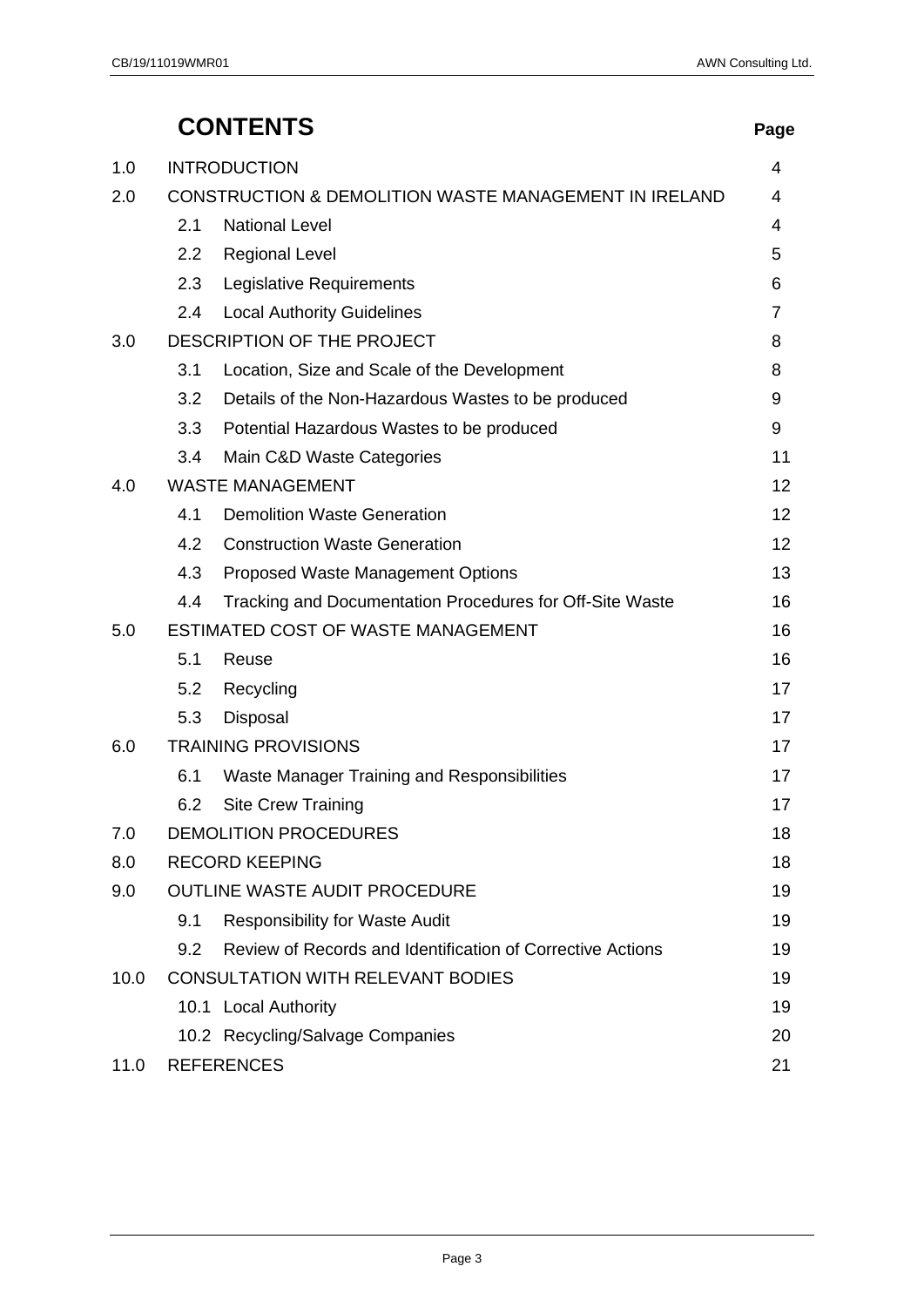# CONTENTS

| | | Page |
|---|---|---|
| 1.0 | INTRODUCTION | 4 |
| 2.0 | CONSTRUCTION & DEMOLITION WASTE MANAGEMENT IN IRELAND | 4 |
| | 2.1 National Level | 4 |
| | 2.2 Regional Level | 5 |
| | 2.3 Legislative Requirements | 6 |
| | 2.4 Local Authority Guidelines | 7 |
| 3.0 | DESCRIPTION OF THE PROJECT | 8 |
| | 3.1 Location, Size and Scale of the Development | 8 |
| | 3.2 Details of the Non-Hazardous Wastes to be produced | 9 |
| | 3.3 Potential Hazardous Wastes to be produced | 9 |
| | 3.4 Main C&D Waste Categories | 11 |
| 4.0 | WASTE MANAGEMENT | 12 |
| | 4.1 Demolition Waste Generation | 12 |
| | 4.2 Construction Waste Generation | 12 |
| | 4.3 Proposed Waste Management Options | 13 |
| | 4.4 Tracking and Documentation Procedures for Off-Site Waste | 16 |
| 5.0 | ESTIMATED COST OF WASTE MANAGEMENT | 16 |
| | 5.1 Reuse | 16 |
| | 5.2 Recycling | 17 |
| | 5.3 Disposal | 17 |
| 6.0 | TRAINING PROVISIONS | 17 |
| | 6.1 Waste Manager Training and Responsibilities | 17 |
| | 6.2 Site Crew Training | 17 |
| 7.0 | DEMOLITION PROCEDURES | 18 |
| 8.0 | RECORD KEEPING | 18 |
| 9.0 | OUTLINE WASTE AUDIT PROCEDURE | 19 |
| | 9.1 Responsibility for Waste Audit | 19 |
| | 9.2 Review of Records and Identification of Corrective Actions | 19 |
| 10.0 | CONSULTATION WITH RELEVANT BODIES | 19 |
| | 10.1 Local Authority | 19 |
| | 10.2 Recycling/Salvage Companies | 20 |
| 11.0 | REFERENCES | 21 |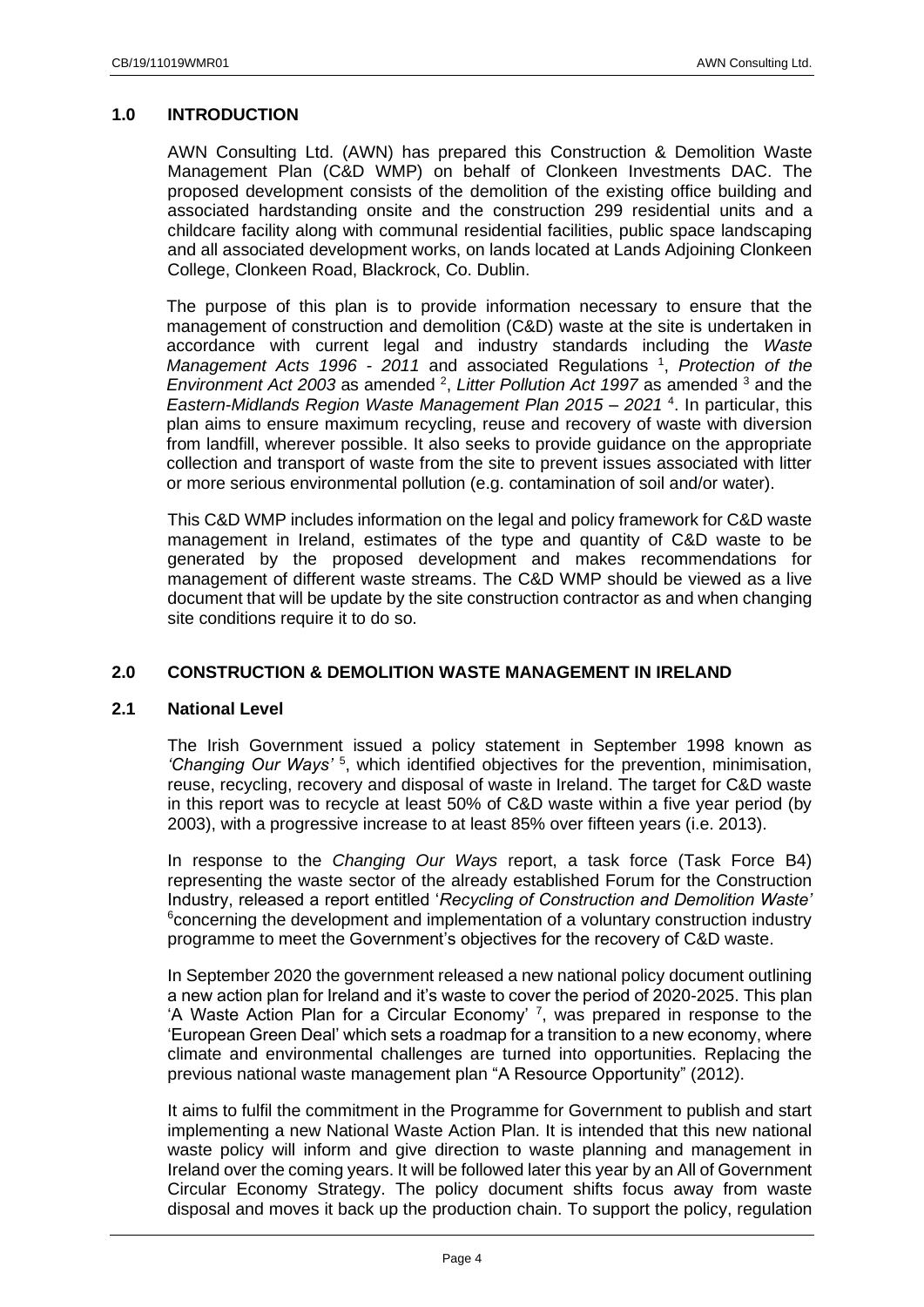## 1.0 INTRODUCTION

AWN Consulting Ltd. (AWN) has prepared this Construction & Demolition Waste Management Plan (C&D WMP) on behalf of Clonkeen Investments DAC. The proposed development consists of the demolition of the existing office building and associated hardstanding onsite and the construction 299 residential units and a childcare facility along with communal residential facilities, public space landscaping and all associated development works, on lands located at Lands Adjoining Clonkeen College, Clonkeen Road, Blackrock, Co. Dublin.

The purpose of this plan is to provide information necessary to ensure that the management of construction and demolition (C&D) waste at the site is undertaken in accordance with current legal and industry standards including the *Waste Management Acts 1996 - 2011* and associated Regulations [1], *Protection of the Environment Act 2003* as amended [2], *Litter Pollution Act 1997* as amended [3] and the *Eastern-Midlands Region Waste Management Plan 2015 – 2021* [4]. In particular, this plan aims to ensure maximum recycling, reuse and recovery of waste with diversion from landfill, wherever possible. It also seeks to provide guidance on the appropriate collection and transport of waste from the site to prevent issues associated with litter or more serious environmental pollution (e.g. contamination of soil and/or water).

This C&D WMP includes information on the legal and policy framework for C&D waste management in Ireland, estimates of the type and quantity of C&D waste to be generated by the proposed development and makes recommendations for management of different waste streams. The C&D WMP should be viewed as a live document that will be update by the site construction contractor as and when changing site conditions require it to do so.

## 2.0 CONSTRUCTION & DEMOLITION WASTE MANAGEMENT IN IRELAND

### 2.1 National Level

The Irish Government issued a policy statement in September 1998 known as *'Changing Our Ways'* [5], which identified objectives for the prevention, minimisation, reuse, recycling, recovery and disposal of waste in Ireland. The target for C&D waste in this report was to recycle at least 50% of C&D waste within a five year period (by 2003), with a progressive increase to at least 85% over fifteen years (i.e. 2013).

In response to the *Changing Our Ways* report, a task force (Task Force B4) representing the waste sector of the already established Forum for the Construction Industry, released a report entitled '*Recycling of Construction and Demolition Waste'* [6]concerning the development and implementation of a voluntary construction industry programme to meet the Government's objectives for the recovery of C&D waste.

In September 2020 the government released a new national policy document outlining a new action plan for Ireland and it's waste to cover the period of 2020-2025. This plan 'A Waste Action Plan for a Circular Economy' [7], was prepared in response to the 'European Green Deal' which sets a roadmap for a transition to a new economy, where climate and environmental challenges are turned into opportunities. Replacing the previous national waste management plan "A Resource Opportunity" (2012).

It aims to fulfil the commitment in the Programme for Government to publish and start implementing a new National Waste Action Plan. It is intended that this new national waste policy will inform and give direction to waste planning and management in Ireland over the coming years. It will be followed later this year by an All of Government Circular Economy Strategy. The policy document shifts focus away from waste disposal and moves it back up the production chain. To support the policy, regulation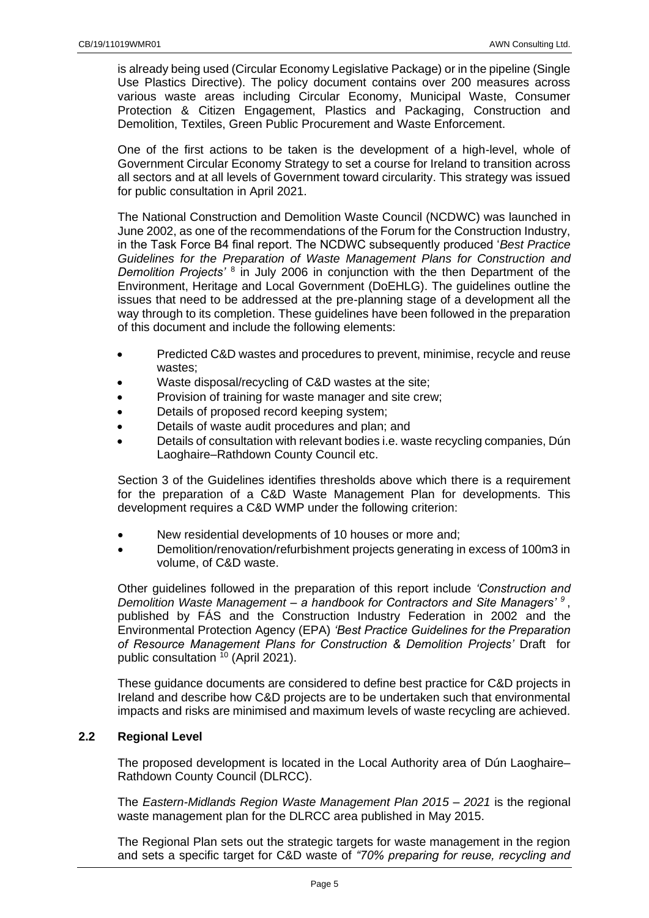is already being used (Circular Economy Legislative Package) or in the pipeline (Single Use Plastics Directive). The policy document contains over 200 measures across various waste areas including Circular Economy, Municipal Waste, Consumer Protection & Citizen Engagement, Plastics and Packaging, Construction and Demolition, Textiles, Green Public Procurement and Waste Enforcement.

One of the first actions to be taken is the development of a high-level, whole of Government Circular Economy Strategy to set a course for Ireland to transition across all sectors and at all levels of Government toward circularity. This strategy was issued for public consultation in April 2021.

The National Construction and Demolition Waste Council (NCDWC) was launched in June 2002, as one of the recommendations of the Forum for the Construction Industry, in the Task Force B4 final report. The NCDWC subsequently produced '*Best Practice Guidelines for the Preparation of Waste Management Plans for Construction and Demolition Projects'* [8] in July 2006 in conjunction with the then Department of the Environment, Heritage and Local Government (DoEHLG). The guidelines outline the issues that need to be addressed at the pre-planning stage of a development all the way through to its completion. These guidelines have been followed in the preparation of this document and include the following elements:

- Predicted C&D wastes and procedures to prevent, minimise, recycle and reuse wastes;
- Waste disposal/recycling of C&D wastes at the site;
- Provision of training for waste manager and site crew;
- Details of proposed record keeping system;
- Details of waste audit procedures and plan; and
- Details of consultation with relevant bodies i.e. waste recycling companies, Dún Laoghaire–Rathdown County Council etc.

Section 3 of the Guidelines identifies thresholds above which there is a requirement for the preparation of a C&D Waste Management Plan for developments. This development requires a C&D WMP under the following criterion:

- New residential developments of 10 houses or more and;
- Demolition/renovation/refurbishment projects generating in excess of 100m3 in volume, of C&D waste.

Other guidelines followed in the preparation of this report include *'Construction and Demolition Waste Management – a handbook for Contractors and Site Managers'* [9], published by FÁS and the Construction Industry Federation in 2002 and the Environmental Protection Agency (EPA) *'Best Practice Guidelines for the Preparation of Resource Management Plans for Construction & Demolition Projects'* Draft for public consultation [10] (April 2021).

These guidance documents are considered to define best practice for C&D projects in Ireland and describe how C&D projects are to be undertaken such that environmental impacts and risks are minimised and maximum levels of waste recycling are achieved.

## 2.2 Regional Level

The proposed development is located in the Local Authority area of Dún Laoghaire–Rathdown County Council (DLRCC).

The *Eastern-Midlands Region Waste Management Plan 2015 – 2021* is the regional waste management plan for the DLRCC area published in May 2015.

The Regional Plan sets out the strategic targets for waste management in the region and sets a specific target for C&D waste of *"70% preparing for reuse, recycling and*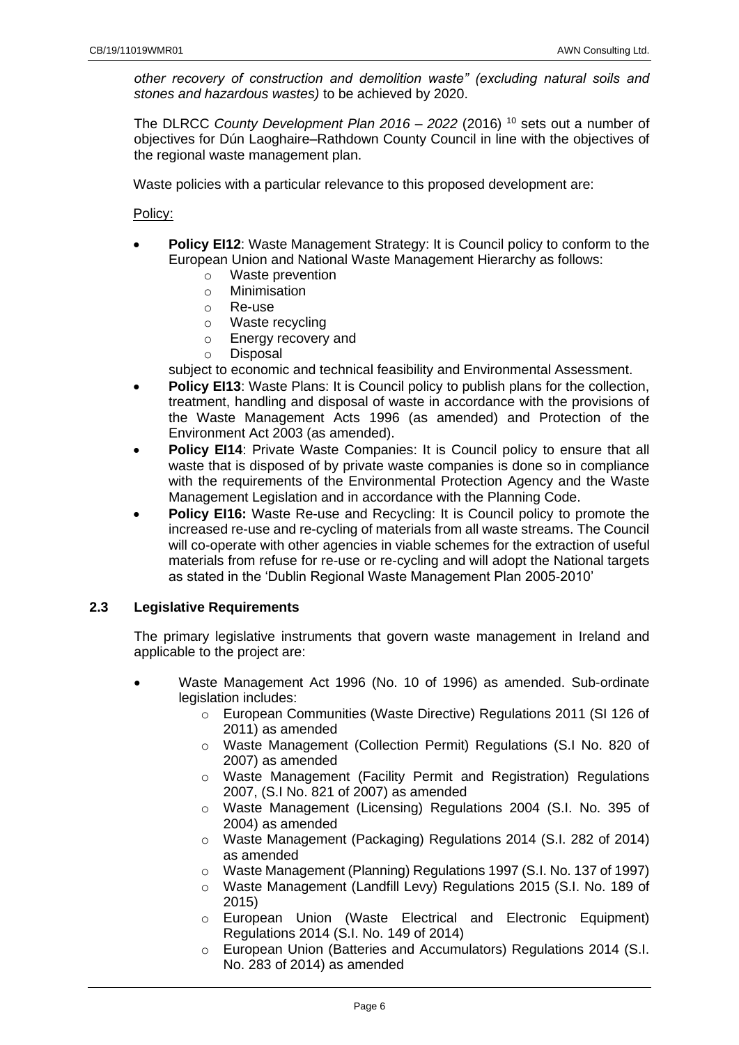*other recovery of construction and demolition waste" (excluding natural soils and stones and hazardous wastes)* to be achieved by 2020.

The DLRCC *County Development Plan 2016 – 2022* (2016) [10] sets out a number of objectives for Dún Laoghaire–Rathdown County Council in line with the objectives of the regional waste management plan.

Waste policies with a particular relevance to this proposed development are:

Policy:

- **Policy EI12**: Waste Management Strategy: It is Council policy to conform to the European Union and National Waste Management Hierarchy as follows:
    - Waste prevention
    - Minimisation
    - Re-use
    - Waste recycling
    - Energy recovery and
    - Disposal

  subject to economic and technical feasibility and Environmental Assessment.
- **Policy EI13**: Waste Plans: It is Council policy to publish plans for the collection, treatment, handling and disposal of waste in accordance with the provisions of the Waste Management Acts 1996 (as amended) and Protection of the Environment Act 2003 (as amended).
- **Policy EI14**: Private Waste Companies: It is Council policy to ensure that all waste that is disposed of by private waste companies is done so in compliance with the requirements of the Environmental Protection Agency and the Waste Management Legislation and in accordance with the Planning Code.
- **Policy EI16:** Waste Re-use and Recycling: It is Council policy to promote the increased re-use and re-cycling of materials from all waste streams. The Council will co-operate with other agencies in viable schemes for the extraction of useful materials from refuse for re-use or re-cycling and will adopt the National targets as stated in the 'Dublin Regional Waste Management Plan 2005-2010'

### 2.3 Legislative Requirements

The primary legislative instruments that govern waste management in Ireland and applicable to the project are:

- Waste Management Act 1996 (No. 10 of 1996) as amended. Sub-ordinate legislation includes:
    - European Communities (Waste Directive) Regulations 2011 (SI 126 of 2011) as amended
    - Waste Management (Collection Permit) Regulations (S.I No. 820 of 2007) as amended
    - Waste Management (Facility Permit and Registration) Regulations 2007, (S.I No. 821 of 2007) as amended
    - Waste Management (Licensing) Regulations 2004 (S.I. No. 395 of 2004) as amended
    - Waste Management (Packaging) Regulations 2014 (S.I. 282 of 2014) as amended
    - Waste Management (Planning) Regulations 1997 (S.I. No. 137 of 1997)
    - Waste Management (Landfill Levy) Regulations 2015 (S.I. No. 189 of 2015)
    - European Union (Waste Electrical and Electronic Equipment) Regulations 2014 (S.I. No. 149 of 2014)
    - European Union (Batteries and Accumulators) Regulations 2014 (S.I. No. 283 of 2014) as amended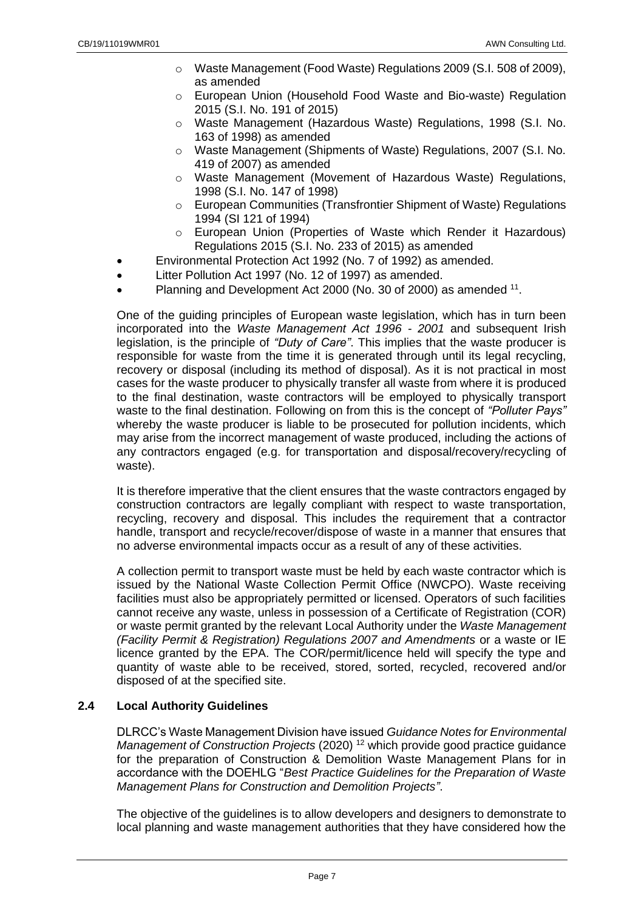- Waste Management (Food Waste) Regulations 2009 (S.I. 508 of 2009), as amended
  - European Union (Household Food Waste and Bio-waste) Regulation 2015 (S.I. No. 191 of 2015)
  - Waste Management (Hazardous Waste) Regulations, 1998 (S.I. No. 163 of 1998) as amended
  - Waste Management (Shipments of Waste) Regulations, 2007 (S.I. No. 419 of 2007) as amended
  - Waste Management (Movement of Hazardous Waste) Regulations, 1998 (S.I. No. 147 of 1998)
  - European Communities (Transfrontier Shipment of Waste) Regulations 1994 (SI 121 of 1994)
  - European Union (Properties of Waste which Render it Hazardous) Regulations 2015 (S.I. No. 233 of 2015) as amended
- Environmental Protection Act 1992 (No. 7 of 1992) as amended.
- Litter Pollution Act 1997 (No. 12 of 1997) as amended.
- Planning and Development Act 2000 (No. 30 of 2000) as amended [11].

One of the guiding principles of European waste legislation, which has in turn been incorporated into the *Waste Management Act 1996 - 2001* and subsequent Irish legislation, is the principle of *"Duty of Care"*. This implies that the waste producer is responsible for waste from the time it is generated through until its legal recycling, recovery or disposal (including its method of disposal). As it is not practical in most cases for the waste producer to physically transfer all waste from where it is produced to the final destination, waste contractors will be employed to physically transport waste to the final destination. Following on from this is the concept of *"Polluter Pays"* whereby the waste producer is liable to be prosecuted for pollution incidents, which may arise from the incorrect management of waste produced, including the actions of any contractors engaged (e.g. for transportation and disposal/recovery/recycling of waste).

It is therefore imperative that the client ensures that the waste contractors engaged by construction contractors are legally compliant with respect to waste transportation, recycling, recovery and disposal. This includes the requirement that a contractor handle, transport and recycle/recover/dispose of waste in a manner that ensures that no adverse environmental impacts occur as a result of any of these activities.

A collection permit to transport waste must be held by each waste contractor which is issued by the National Waste Collection Permit Office (NWCPO). Waste receiving facilities must also be appropriately permitted or licensed. Operators of such facilities cannot receive any waste, unless in possession of a Certificate of Registration (COR) or waste permit granted by the relevant Local Authority under the *Waste Management (Facility Permit & Registration) Regulations 2007 and Amendments* or a waste or IE licence granted by the EPA. The COR/permit/licence held will specify the type and quantity of waste able to be received, stored, sorted, recycled, recovered and/or disposed of at the specified site.

## 2.4 Local Authority Guidelines

DLRCC's Waste Management Division have issued *Guidance Notes for Environmental Management of Construction Projects* (2020) [12] which provide good practice guidance for the preparation of Construction & Demolition Waste Management Plans for in accordance with the DOEHLG "*Best Practice Guidelines for the Preparation of Waste Management Plans for Construction and Demolition Projects"*.

The objective of the guidelines is to allow developers and designers to demonstrate to local planning and waste management authorities that they have considered how the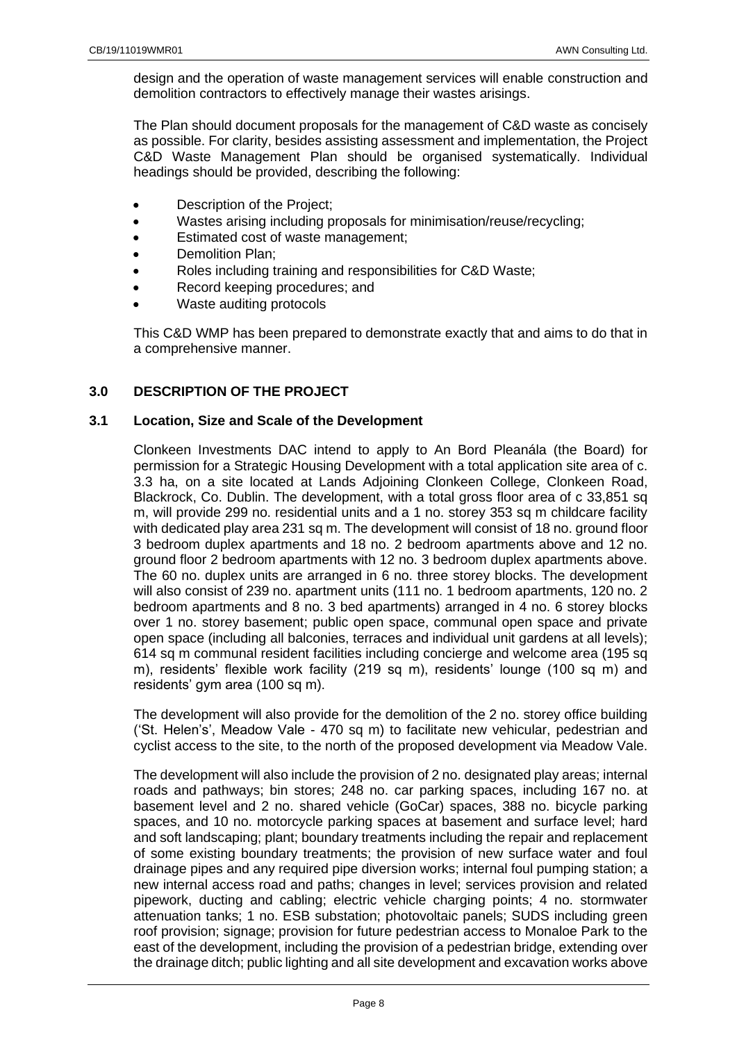design and the operation of waste management services will enable construction and demolition contractors to effectively manage their wastes arisings.

The Plan should document proposals for the management of C&D waste as concisely as possible. For clarity, besides assisting assessment and implementation, the Project C&D Waste Management Plan should be organised systematically. Individual headings should be provided, describing the following:

- Description of the Project;
- Wastes arising including proposals for minimisation/reuse/recycling;
- Estimated cost of waste management;
- Demolition Plan;
- Roles including training and responsibilities for C&D Waste;
- Record keeping procedures; and
- Waste auditing protocols

This C&D WMP has been prepared to demonstrate exactly that and aims to do that in a comprehensive manner.

## 3.0 DESCRIPTION OF THE PROJECT

### 3.1 Location, Size and Scale of the Development

Clonkeen Investments DAC intend to apply to An Bord Pleanála (the Board) for permission for a Strategic Housing Development with a total application site area of c. 3.3 ha, on a site located at Lands Adjoining Clonkeen College, Clonkeen Road, Blackrock, Co. Dublin. The development, with a total gross floor area of c 33,851 sq m, will provide 299 no. residential units and a 1 no. storey 353 sq m childcare facility with dedicated play area 231 sq m. The development will consist of 18 no. ground floor 3 bedroom duplex apartments and 18 no. 2 bedroom apartments above and 12 no. ground floor 2 bedroom apartments with 12 no. 3 bedroom duplex apartments above. The 60 no. duplex units are arranged in 6 no. three storey blocks. The development will also consist of 239 no. apartment units (111 no. 1 bedroom apartments, 120 no. 2 bedroom apartments and 8 no. 3 bed apartments) arranged in 4 no. 6 storey blocks over 1 no. storey basement; public open space, communal open space and private open space (including all balconies, terraces and individual unit gardens at all levels); 614 sq m communal resident facilities including concierge and welcome area (195 sq m), residents' flexible work facility (219 sq m), residents' lounge (100 sq m) and residents' gym area (100 sq m).

The development will also provide for the demolition of the 2 no. storey office building ('St. Helen's', Meadow Vale - 470 sq m) to facilitate new vehicular, pedestrian and cyclist access to the site, to the north of the proposed development via Meadow Vale.

The development will also include the provision of 2 no. designated play areas; internal roads and pathways; bin stores; 248 no. car parking spaces, including 167 no. at basement level and 2 no. shared vehicle (GoCar) spaces, 388 no. bicycle parking spaces, and 10 no. motorcycle parking spaces at basement and surface level; hard and soft landscaping; plant; boundary treatments including the repair and replacement of some existing boundary treatments; the provision of new surface water and foul drainage pipes and any required pipe diversion works; internal foul pumping station; a new internal access road and paths; changes in level; services provision and related pipework, ducting and cabling; electric vehicle charging points; 4 no. stormwater attenuation tanks; 1 no. ESB substation; photovoltaic panels; SUDS including green roof provision; signage; provision for future pedestrian access to Monaloe Park to the east of the development, including the provision of a pedestrian bridge, extending over the drainage ditch; public lighting and all site development and excavation works above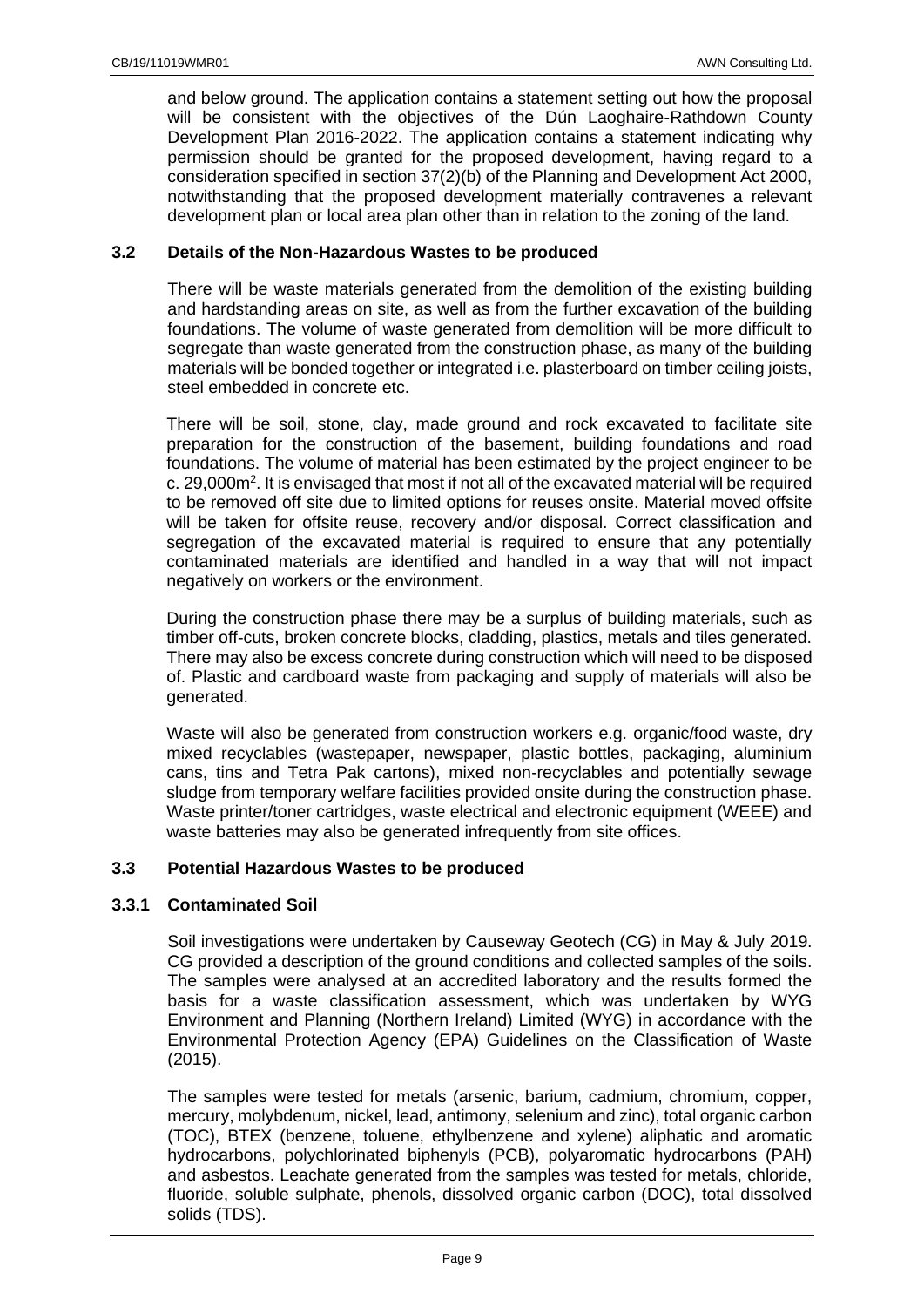and below ground. The application contains a statement setting out how the proposal will be consistent with the objectives of the Dún Laoghaire-Rathdown County Development Plan 2016-2022. The application contains a statement indicating why permission should be granted for the proposed development, having regard to a consideration specified in section 37(2)(b) of the Planning and Development Act 2000, notwithstanding that the proposed development materially contravenes a relevant development plan or local area plan other than in relation to the zoning of the land.

### 3.2 Details of the Non-Hazardous Wastes to be produced

There will be waste materials generated from the demolition of the existing building and hardstanding areas on site, as well as from the further excavation of the building foundations. The volume of waste generated from demolition will be more difficult to segregate than waste generated from the construction phase, as many of the building materials will be bonded together or integrated i.e. plasterboard on timber ceiling joists, steel embedded in concrete etc.

There will be soil, stone, clay, made ground and rock excavated to facilitate site preparation for the construction of the basement, building foundations and road foundations. The volume of material has been estimated by the project engineer to be c. 29,000m$^2$. It is envisaged that most if not all of the excavated material will be required to be removed off site due to limited options for reuses onsite. Material moved offsite will be taken for offsite reuse, recovery and/or disposal. Correct classification and segregation of the excavated material is required to ensure that any potentially contaminated materials are identified and handled in a way that will not impact negatively on workers or the environment.

During the construction phase there may be a surplus of building materials, such as timber off-cuts, broken concrete blocks, cladding, plastics, metals and tiles generated. There may also be excess concrete during construction which will need to be disposed of. Plastic and cardboard waste from packaging and supply of materials will also be generated.

Waste will also be generated from construction workers e.g. organic/food waste, dry mixed recyclables (wastepaper, newspaper, plastic bottles, packaging, aluminium cans, tins and Tetra Pak cartons), mixed non-recyclables and potentially sewage sludge from temporary welfare facilities provided onsite during the construction phase. Waste printer/toner cartridges, waste electrical and electronic equipment (WEEE) and waste batteries may also be generated infrequently from site offices.

### 3.3 Potential Hazardous Wastes to be produced

#### 3.3.1 Contaminated Soil

Soil investigations were undertaken by Causeway Geotech (CG) in May & July 2019. CG provided a description of the ground conditions and collected samples of the soils. The samples were analysed at an accredited laboratory and the results formed the basis for a waste classification assessment, which was undertaken by WYG Environment and Planning (Northern Ireland) Limited (WYG) in accordance with the Environmental Protection Agency (EPA) Guidelines on the Classification of Waste (2015).

The samples were tested for metals (arsenic, barium, cadmium, chromium, copper, mercury, molybdenum, nickel, lead, antimony, selenium and zinc), total organic carbon (TOC), BTEX (benzene, toluene, ethylbenzene and xylene) aliphatic and aromatic hydrocarbons, polychlorinated biphenyls (PCB), polyaromatic hydrocarbons (PAH) and asbestos. Leachate generated from the samples was tested for metals, chloride, fluoride, soluble sulphate, phenols, dissolved organic carbon (DOC), total dissolved solids (TDS).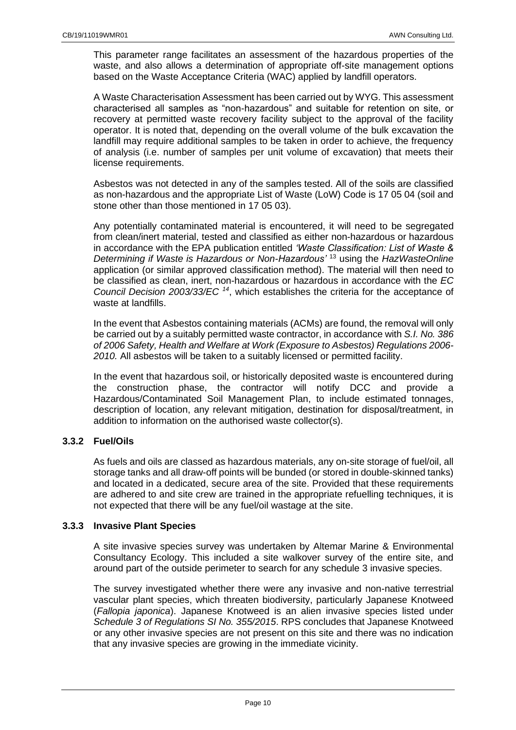This parameter range facilitates an assessment of the hazardous properties of the waste, and also allows a determination of appropriate off-site management options based on the Waste Acceptance Criteria (WAC) applied by landfill operators.

A Waste Characterisation Assessment has been carried out by WYG. This assessment characterised all samples as "non-hazardous" and suitable for retention on site, or recovery at permitted waste recovery facility subject to the approval of the facility operator. It is noted that, depending on the overall volume of the bulk excavation the landfill may require additional samples to be taken in order to achieve, the frequency of analysis (i.e. number of samples per unit volume of excavation) that meets their license requirements.

Asbestos was not detected in any of the samples tested. All of the soils are classified as non-hazardous and the appropriate List of Waste (LoW) Code is 17 05 04 (soil and stone other than those mentioned in 17 05 03).

Any potentially contaminated material is encountered, it will need to be segregated from clean/inert material, tested and classified as either non-hazardous or hazardous in accordance with the EPA publication entitled *'Waste Classification: List of Waste & Determining if Waste is Hazardous or Non-Hazardous'* [13] using the *HazWasteOnline* application (or similar approved classification method). The material will then need to be classified as clean, inert, non-hazardous or hazardous in accordance with the *EC Council Decision 2003/33/EC* [14], which establishes the criteria for the acceptance of waste at landfills.

In the event that Asbestos containing materials (ACMs) are found, the removal will only be carried out by a suitably permitted waste contractor, in accordance with *S.I. No. 386 of 2006 Safety, Health and Welfare at Work (Exposure to Asbestos) Regulations 2006-2010.* All asbestos will be taken to a suitably licensed or permitted facility.

In the event that hazardous soil, or historically deposited waste is encountered during the construction phase, the contractor will notify DCC and provide a Hazardous/Contaminated Soil Management Plan, to include estimated tonnages, description of location, any relevant mitigation, destination for disposal/treatment, in addition to information on the authorised waste collector(s).

### 3.3.2 Fuel/Oils

As fuels and oils are classed as hazardous materials, any on-site storage of fuel/oil, all storage tanks and all draw-off points will be bunded (or stored in double-skinned tanks) and located in a dedicated, secure area of the site. Provided that these requirements are adhered to and site crew are trained in the appropriate refuelling techniques, it is not expected that there will be any fuel/oil wastage at the site.

### 3.3.3 Invasive Plant Species

A site invasive species survey was undertaken by Altemar Marine & Environmental Consultancy Ecology. This included a site walkover survey of the entire site, and around part of the outside perimeter to search for any schedule 3 invasive species.

The survey investigated whether there were any invasive and non-native terrestrial vascular plant species, which threaten biodiversity, particularly Japanese Knotweed (*Fallopia japonica*). Japanese Knotweed is an alien invasive species listed under *Schedule 3 of Regulations SI No. 355/2015*. RPS concludes that Japanese Knotweed or any other invasive species are not present on this site and there was no indication that any invasive species are growing in the immediate vicinity.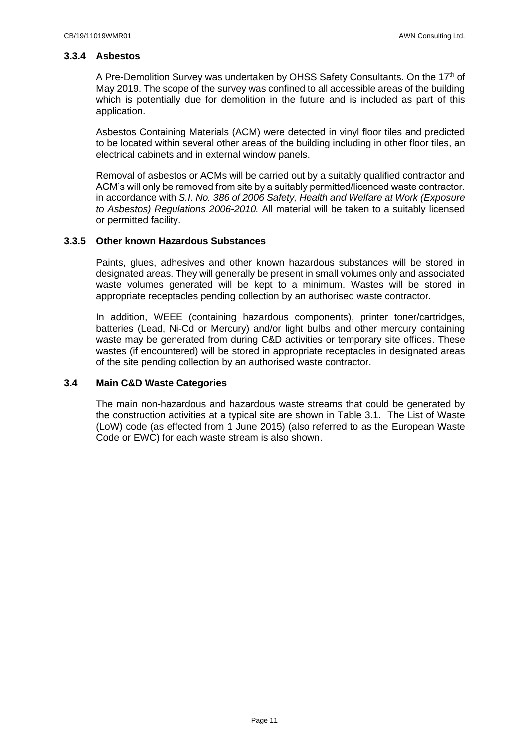### 3.3.4 Asbestos

A Pre-Demolition Survey was undertaken by OHSS Safety Consultants. On the 17th of May 2019. The scope of the survey was confined to all accessible areas of the building which is potentially due for demolition in the future and is included as part of this application.

Asbestos Containing Materials (ACM) were detected in vinyl floor tiles and predicted to be located within several other areas of the building including in other floor tiles, an electrical cabinets and in external window panels.

Removal of asbestos or ACMs will be carried out by a suitably qualified contractor and ACM's will only be removed from site by a suitably permitted/licenced waste contractor. in accordance with *S.I. No. 386 of 2006 Safety, Health and Welfare at Work (Exposure to Asbestos) Regulations 2006-2010.* All material will be taken to a suitably licensed or permitted facility.

### 3.3.5 Other known Hazardous Substances

Paints, glues, adhesives and other known hazardous substances will be stored in designated areas. They will generally be present in small volumes only and associated waste volumes generated will be kept to a minimum. Wastes will be stored in appropriate receptacles pending collection by an authorised waste contractor.

In addition, WEEE (containing hazardous components), printer toner/cartridges, batteries (Lead, Ni-Cd or Mercury) and/or light bulbs and other mercury containing waste may be generated from during C&D activities or temporary site offices. These wastes (if encountered) will be stored in appropriate receptacles in designated areas of the site pending collection by an authorised waste contractor.

## 3.4 Main C&D Waste Categories

The main non-hazardous and hazardous waste streams that could be generated by the construction activities at a typical site are shown in Table 3.1. The List of Waste (LoW) code (as effected from 1 June 2015) (also referred to as the European Waste Code or EWC) for each waste stream is also shown.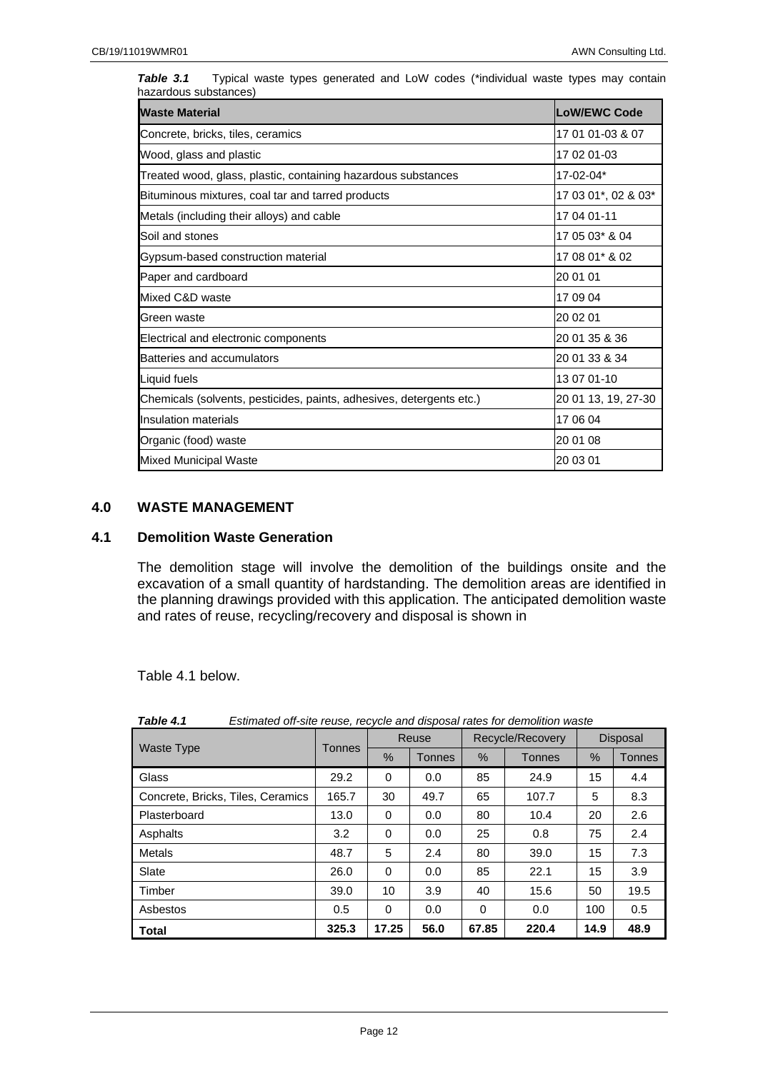*Table 3.1* Typical waste types generated and LoW codes (*individual waste types may contain hazardous substances)

| Waste Material | LoW/EWC Code |
|---|---|
| Concrete, bricks, tiles, ceramics | 17 01 01-03 & 07 |
| Wood, glass and plastic | 17 02 01-03 |
| Treated wood, glass, plastic, containing hazardous substances | 17-02-04* |
| Bituminous mixtures, coal tar and tarred products | 17 03 01*, 02 & 03* |
| Metals (including their alloys) and cable | 17 04 01-11 |
| Soil and stones | 17 05 03* & 04 |
| Gypsum-based construction material | 17 08 01* & 02 |
| Paper and cardboard | 20 01 01 |
| Mixed C&D waste | 17 09 04 |
| Green waste | 20 02 01 |
| Electrical and electronic components | 20 01 35 & 36 |
| Batteries and accumulators | 20 01 33 & 34 |
| Liquid fuels | 13 07 01-10 |
| Chemicals (solvents, pesticides, paints, adhesives, detergents etc.) | 20 01 13, 19, 27-30 |
| Insulation materials | 17 06 04 |
| Organic (food) waste | 20 01 08 |
| Mixed Municipal Waste | 20 03 01 |

## 4.0 WASTE MANAGEMENT

### 4.1 Demolition Waste Generation

The demolition stage will involve the demolition of the buildings onsite and the excavation of a small quantity of hardstanding. The demolition areas are identified in the planning drawings provided with this application. The anticipated demolition waste and rates of reuse, recycling/recovery and disposal is shown in

Table 4.1 below.

*Table 4.1* *Estimated off-site reuse, recycle and disposal rates for demolition waste*

| Waste Type | Tonnes | Reuse | | Recycle/Recovery | | Disposal | |
|---|---|---|---|---|---|---|---|
| | | % | Tonnes | % | Tonnes | % | Tonnes |
| Glass | 29.2 | 0 | 0.0 | 85 | 24.9 | 15 | 4.4 |
| Concrete, Bricks, Tiles, Ceramics | 165.7 | 30 | 49.7 | 65 | 107.7 | 5 | 8.3 |
| Plasterboard | 13.0 | 0 | 0.0 | 80 | 10.4 | 20 | 2.6 |
| Asphalts | 3.2 | 0 | 0.0 | 25 | 0.8 | 75 | 2.4 |
| Metals | 48.7 | 5 | 2.4 | 80 | 39.0 | 15 | 7.3 |
| Slate | 26.0 | 0 | 0.0 | 85 | 22.1 | 15 | 3.9 |
| Timber | 39.0 | 10 | 3.9 | 40 | 15.6 | 50 | 19.5 |
| Asbestos | 0.5 | 0 | 0.0 | 0 | 0.0 | 100 | 0.5 |
| **Total** | **325.3** | **17.25** | **56.0** | **67.85** | **220.4** | **14.9** | **48.9** |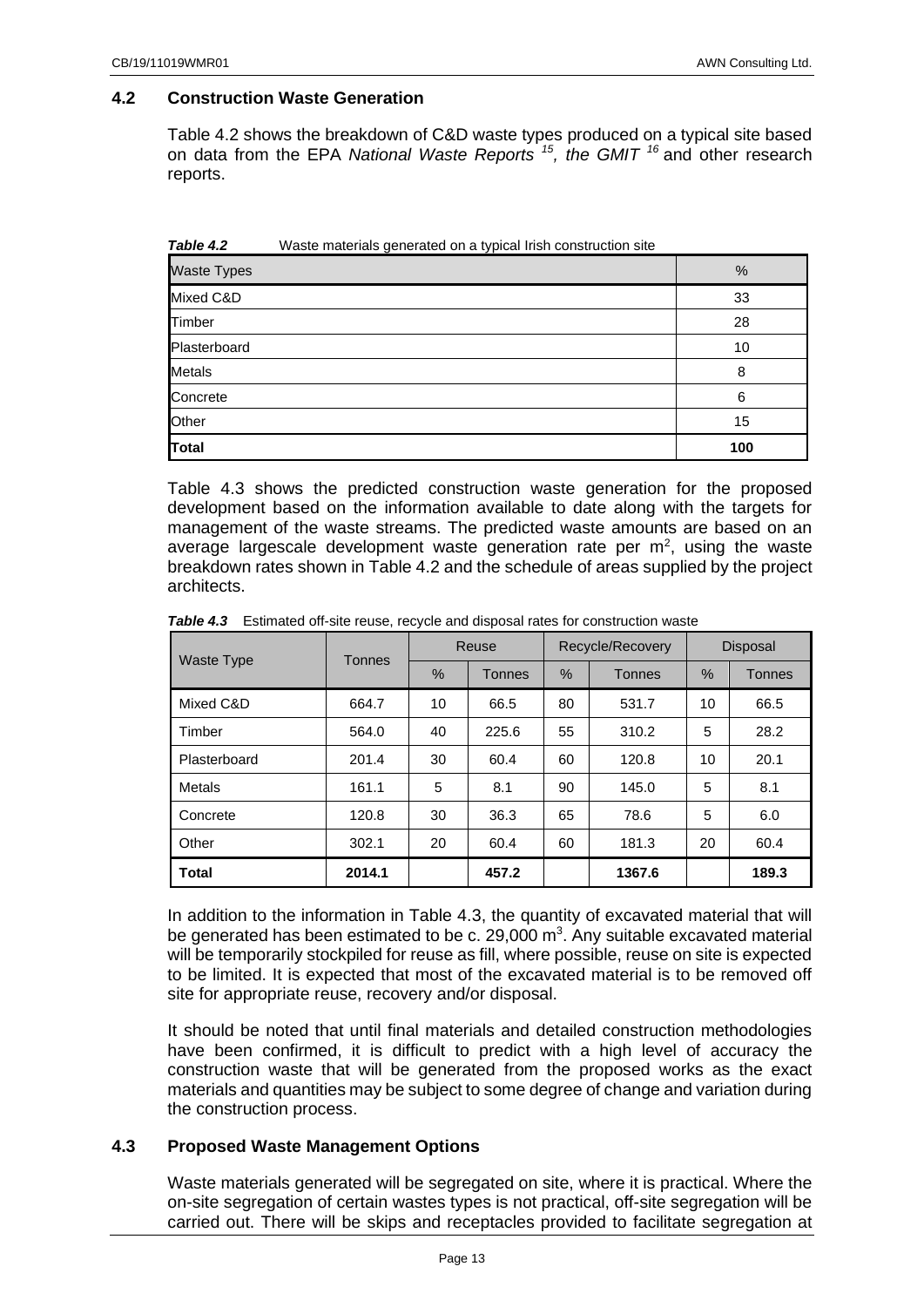## 4.2 Construction Waste Generation

Table 4.2 shows the breakdown of C&D waste types produced on a typical site based on data from the EPA *National Waste Reports* [15], *the GMIT* [16] and other research reports.

***Table 4.2*** Waste materials generated on a typical Irish construction site

| Waste Types | % |
|---|---|
| Mixed C&D | 33 |
| Timber | 28 |
| Plasterboard | 10 |
| Metals | 8 |
| Concrete | 6 |
| Other | 15 |
| **Total** | **100** |

Table 4.3 shows the predicted construction waste generation for the proposed development based on the information available to date along with the targets for management of the waste streams. The predicted waste amounts are based on an average largescale development waste generation rate per $m^2$, using the waste breakdown rates shown in Table 4.2 and the schedule of areas supplied by the project architects.

***Table 4.3*** Estimated off-site reuse, recycle and disposal rates for construction waste

| Waste Type | Tonnes | Reuse | | Recycle/Recovery | | Disposal | |
|---|---|---|---|---|---|---|---|
| | | % | Tonnes | % | Tonnes | % | Tonnes |
| Mixed C&D | 664.7 | 10 | 66.5 | 80 | 531.7 | 10 | 66.5 |
| Timber | 564.0 | 40 | 225.6 | 55 | 310.2 | 5 | 28.2 |
| Plasterboard | 201.4 | 30 | 60.4 | 60 | 120.8 | 10 | 20.1 |
| Metals | 161.1 | 5 | 8.1 | 90 | 145.0 | 5 | 8.1 |
| Concrete | 120.8 | 30 | 36.3 | 65 | 78.6 | 5 | 6.0 |
| Other | 302.1 | 20 | 60.4 | 60 | 181.3 | 20 | 60.4 |
| **Total** | **2014.1** | | **457.2** | | **1367.6** | | **189.3** |

In addition to the information in Table 4.3, the quantity of excavated material that will be generated has been estimated to be c. 29,000 $m^3$. Any suitable excavated material will be temporarily stockpiled for reuse as fill, where possible, reuse on site is expected to be limited. It is expected that most of the excavated material is to be removed off site for appropriate reuse, recovery and/or disposal.

It should be noted that until final materials and detailed construction methodologies have been confirmed, it is difficult to predict with a high level of accuracy the construction waste that will be generated from the proposed works as the exact materials and quantities may be subject to some degree of change and variation during the construction process.

## 4.3 Proposed Waste Management Options

Waste materials generated will be segregated on site, where it is practical. Where the on-site segregation of certain wastes types is not practical, off-site segregation will be carried out. There will be skips and receptacles provided to facilitate segregation at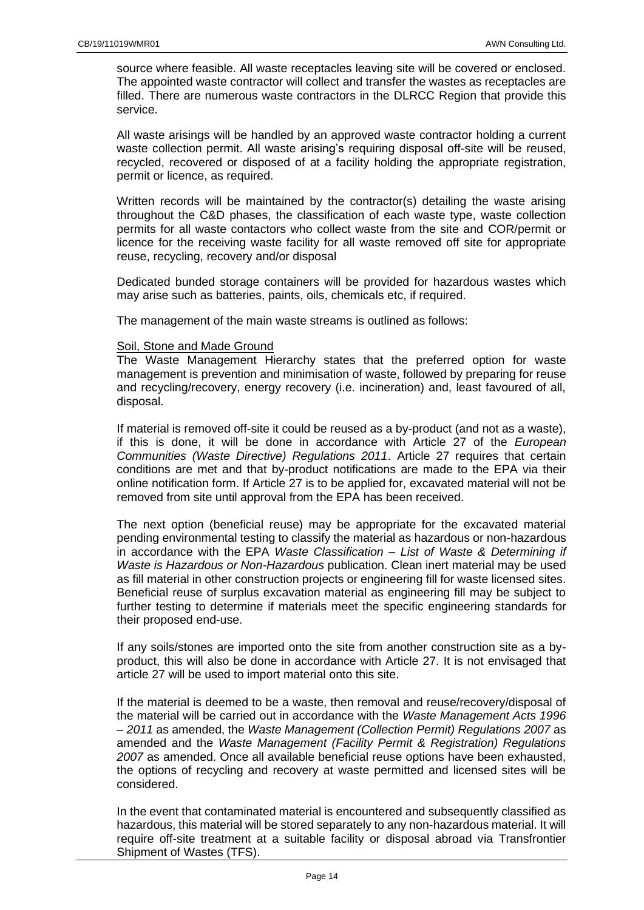source where feasible. All waste receptacles leaving site will be covered or enclosed. The appointed waste contractor will collect and transfer the wastes as receptacles are filled. There are numerous waste contractors in the DLRCC Region that provide this service.

All waste arisings will be handled by an approved waste contractor holding a current waste collection permit. All waste arising's requiring disposal off-site will be reused, recycled, recovered or disposed of at a facility holding the appropriate registration, permit or licence, as required.

Written records will be maintained by the contractor(s) detailing the waste arising throughout the C&D phases, the classification of each waste type, waste collection permits for all waste contactors who collect waste from the site and COR/permit or licence for the receiving waste facility for all waste removed off site for appropriate reuse, recycling, recovery and/or disposal

Dedicated bunded storage containers will be provided for hazardous wastes which may arise such as batteries, paints, oils, chemicals etc, if required.

The management of the main waste streams is outlined as follows:

<u>Soil, Stone and Made Ground</u>

The Waste Management Hierarchy states that the preferred option for waste management is prevention and minimisation of waste, followed by preparing for reuse and recycling/recovery, energy recovery (i.e. incineration) and, least favoured of all, disposal.

If material is removed off-site it could be reused as a by-product (and not as a waste), if this is done, it will be done in accordance with Article 27 of the *European Communities (Waste Directive) Regulations 2011*. Article 27 requires that certain conditions are met and that by-product notifications are made to the EPA via their online notification form. If Article 27 is to be applied for, excavated material will not be removed from site until approval from the EPA has been received.

The next option (beneficial reuse) may be appropriate for the excavated material pending environmental testing to classify the material as hazardous or non-hazardous in accordance with the EPA *Waste Classification – List of Waste & Determining if Waste is Hazardous or Non-Hazardous* publication. Clean inert material may be used as fill material in other construction projects or engineering fill for waste licensed sites. Beneficial reuse of surplus excavation material as engineering fill may be subject to further testing to determine if materials meet the specific engineering standards for their proposed end-use.

If any soils/stones are imported onto the site from another construction site as a by-product, this will also be done in accordance with Article 27. It is not envisaged that article 27 will be used to import material onto this site.

If the material is deemed to be a waste, then removal and reuse/recovery/disposal of the material will be carried out in accordance with the *Waste Management Acts 1996 – 2011* as amended, the *Waste Management (Collection Permit) Regulations 2007* as amended and the *Waste Management (Facility Permit & Registration) Regulations 2007* as amended. Once all available beneficial reuse options have been exhausted, the options of recycling and recovery at waste permitted and licensed sites will be considered.

In the event that contaminated material is encountered and subsequently classified as hazardous, this material will be stored separately to any non-hazardous material. It will require off-site treatment at a suitable facility or disposal abroad via Transfrontier Shipment of Wastes (TFS).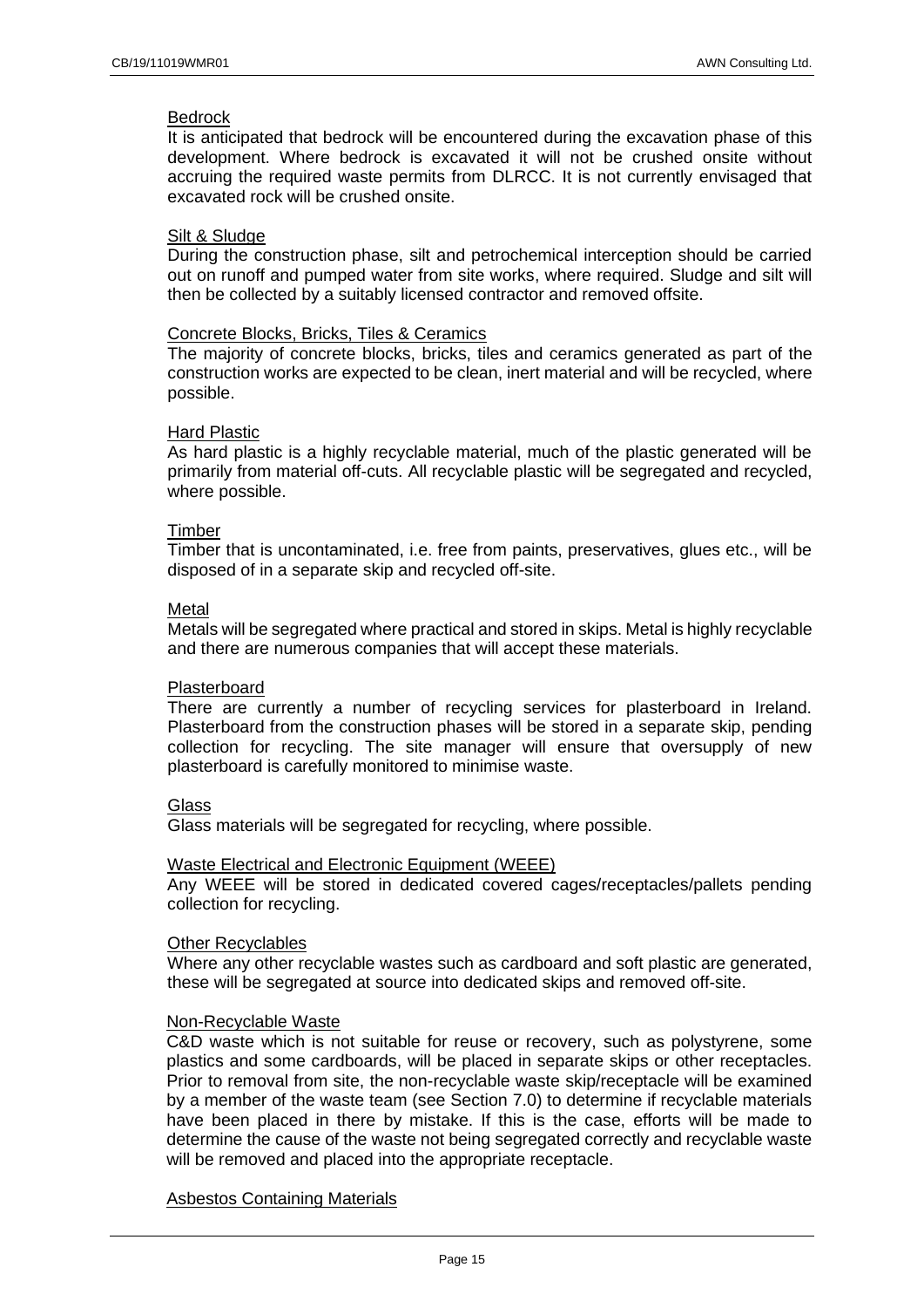Bedrock

It is anticipated that bedrock will be encountered during the excavation phase of this development. Where bedrock is excavated it will not be crushed onsite without accruing the required waste permits from DLRCC. It is not currently envisaged that excavated rock will be crushed onsite.

Silt & Sludge

During the construction phase, silt and petrochemical interception should be carried out on runoff and pumped water from site works, where required. Sludge and silt will then be collected by a suitably licensed contractor and removed offsite.

Concrete Blocks, Bricks, Tiles & Ceramics

The majority of concrete blocks, bricks, tiles and ceramics generated as part of the construction works are expected to be clean, inert material and will be recycled, where possible.

Hard Plastic

As hard plastic is a highly recyclable material, much of the plastic generated will be primarily from material off-cuts. All recyclable plastic will be segregated and recycled, where possible.

Timber

Timber that is uncontaminated, i.e. free from paints, preservatives, glues etc., will be disposed of in a separate skip and recycled off-site.

Metal

Metals will be segregated where practical and stored in skips. Metal is highly recyclable and there are numerous companies that will accept these materials.

Plasterboard

There are currently a number of recycling services for plasterboard in Ireland. Plasterboard from the construction phases will be stored in a separate skip, pending collection for recycling. The site manager will ensure that oversupply of new plasterboard is carefully monitored to minimise waste.

Glass

Glass materials will be segregated for recycling, where possible.

Waste Electrical and Electronic Equipment (WEEE)

Any WEEE will be stored in dedicated covered cages/receptacles/pallets pending collection for recycling.

Other Recyclables

Where any other recyclable wastes such as cardboard and soft plastic are generated, these will be segregated at source into dedicated skips and removed off-site.

Non-Recyclable Waste

C&D waste which is not suitable for reuse or recovery, such as polystyrene, some plastics and some cardboards, will be placed in separate skips or other receptacles. Prior to removal from site, the non-recyclable waste skip/receptacle will be examined by a member of the waste team (see Section 7.0) to determine if recyclable materials have been placed in there by mistake. If this is the case, efforts will be made to determine the cause of the waste not being segregated correctly and recyclable waste will be removed and placed into the appropriate receptacle.

Asbestos Containing Materials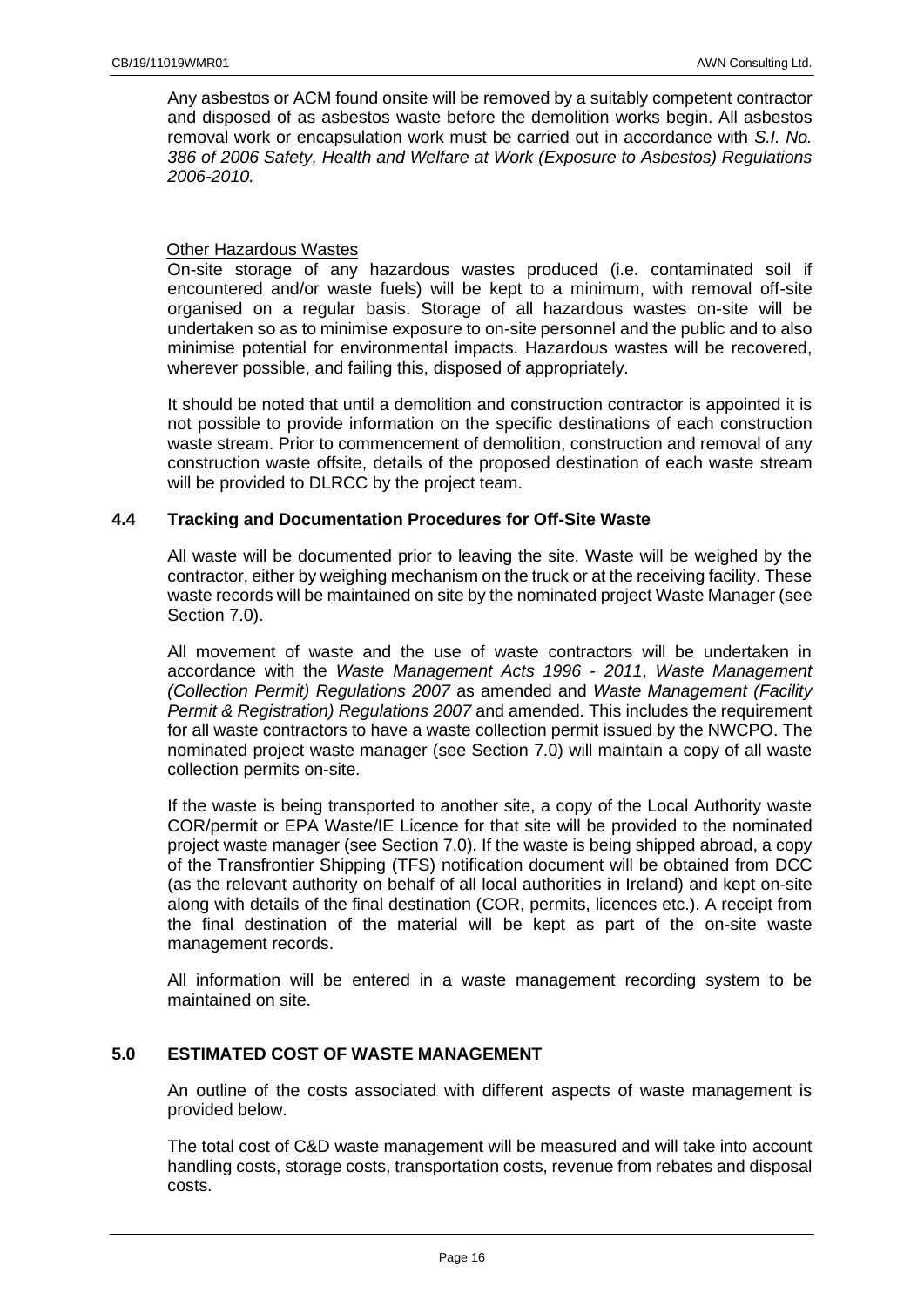Any asbestos or ACM found onsite will be removed by a suitably competent contractor and disposed of as asbestos waste before the demolition works begin. All asbestos removal work or encapsulation work must be carried out in accordance with *S.I. No. 386 of 2006 Safety, Health and Welfare at Work (Exposure to Asbestos) Regulations 2006-2010.*

Other Hazardous Wastes

On-site storage of any hazardous wastes produced (i.e. contaminated soil if encountered and/or waste fuels) will be kept to a minimum, with removal off-site organised on a regular basis. Storage of all hazardous wastes on-site will be undertaken so as to minimise exposure to on-site personnel and the public and to also minimise potential for environmental impacts. Hazardous wastes will be recovered, wherever possible, and failing this, disposed of appropriately.

It should be noted that until a demolition and construction contractor is appointed it is not possible to provide information on the specific destinations of each construction waste stream. Prior to commencement of demolition, construction and removal of any construction waste offsite, details of the proposed destination of each waste stream will be provided to DLRCC by the project team.

### 4.4 Tracking and Documentation Procedures for Off-Site Waste

All waste will be documented prior to leaving the site. Waste will be weighed by the contractor, either by weighing mechanism on the truck or at the receiving facility. These waste records will be maintained on site by the nominated project Waste Manager (see Section 7.0).

All movement of waste and the use of waste contractors will be undertaken in accordance with the *Waste Management Acts 1996 - 2011*, *Waste Management (Collection Permit) Regulations 2007* as amended and *Waste Management (Facility Permit & Registration) Regulations 2007* and amended. This includes the requirement for all waste contractors to have a waste collection permit issued by the NWCPO. The nominated project waste manager (see Section 7.0) will maintain a copy of all waste collection permits on-site.

If the waste is being transported to another site, a copy of the Local Authority waste COR/permit or EPA Waste/IE Licence for that site will be provided to the nominated project waste manager (see Section 7.0). If the waste is being shipped abroad, a copy of the Transfrontier Shipping (TFS) notification document will be obtained from DCC (as the relevant authority on behalf of all local authorities in Ireland) and kept on-site along with details of the final destination (COR, permits, licences etc.). A receipt from the final destination of the material will be kept as part of the on-site waste management records.

All information will be entered in a waste management recording system to be maintained on site.

## 5.0 ESTIMATED COST OF WASTE MANAGEMENT

An outline of the costs associated with different aspects of waste management is provided below.

The total cost of C&D waste management will be measured and will take into account handling costs, storage costs, transportation costs, revenue from rebates and disposal costs.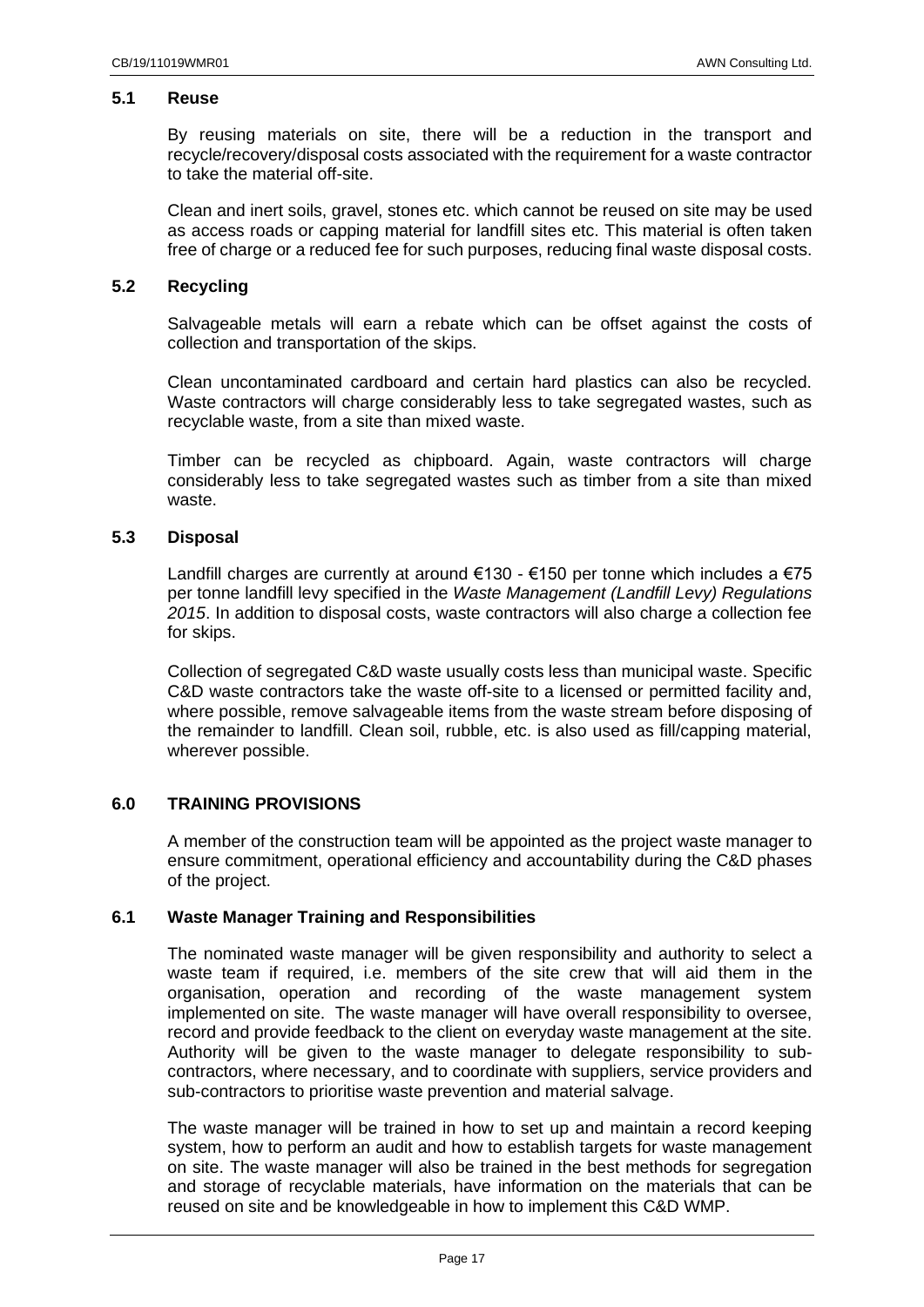### 5.1 Reuse

By reusing materials on site, there will be a reduction in the transport and recycle/recovery/disposal costs associated with the requirement for a waste contractor to take the material off-site.

Clean and inert soils, gravel, stones etc. which cannot be reused on site may be used as access roads or capping material for landfill sites etc. This material is often taken free of charge or a reduced fee for such purposes, reducing final waste disposal costs.

### 5.2 Recycling

Salvageable metals will earn a rebate which can be offset against the costs of collection and transportation of the skips.

Clean uncontaminated cardboard and certain hard plastics can also be recycled. Waste contractors will charge considerably less to take segregated wastes, such as recyclable waste, from a site than mixed waste.

Timber can be recycled as chipboard. Again, waste contractors will charge considerably less to take segregated wastes such as timber from a site than mixed waste.

### 5.3 Disposal

Landfill charges are currently at around €130 - €150 per tonne which includes a €75 per tonne landfill levy specified in the *Waste Management (Landfill Levy) Regulations 2015*. In addition to disposal costs, waste contractors will also charge a collection fee for skips.

Collection of segregated C&D waste usually costs less than municipal waste. Specific C&D waste contractors take the waste off-site to a licensed or permitted facility and, where possible, remove salvageable items from the waste stream before disposing of the remainder to landfill. Clean soil, rubble, etc. is also used as fill/capping material, wherever possible.

## 6.0 TRAINING PROVISIONS

A member of the construction team will be appointed as the project waste manager to ensure commitment, operational efficiency and accountability during the C&D phases of the project.

### 6.1 Waste Manager Training and Responsibilities

The nominated waste manager will be given responsibility and authority to select a waste team if required, i.e. members of the site crew that will aid them in the organisation, operation and recording of the waste management system implemented on site. The waste manager will have overall responsibility to oversee, record and provide feedback to the client on everyday waste management at the site. Authority will be given to the waste manager to delegate responsibility to sub-contractors, where necessary, and to coordinate with suppliers, service providers and sub-contractors to prioritise waste prevention and material salvage.

The waste manager will be trained in how to set up and maintain a record keeping system, how to perform an audit and how to establish targets for waste management on site. The waste manager will also be trained in the best methods for segregation and storage of recyclable materials, have information on the materials that can be reused on site and be knowledgeable in how to implement this C&D WMP.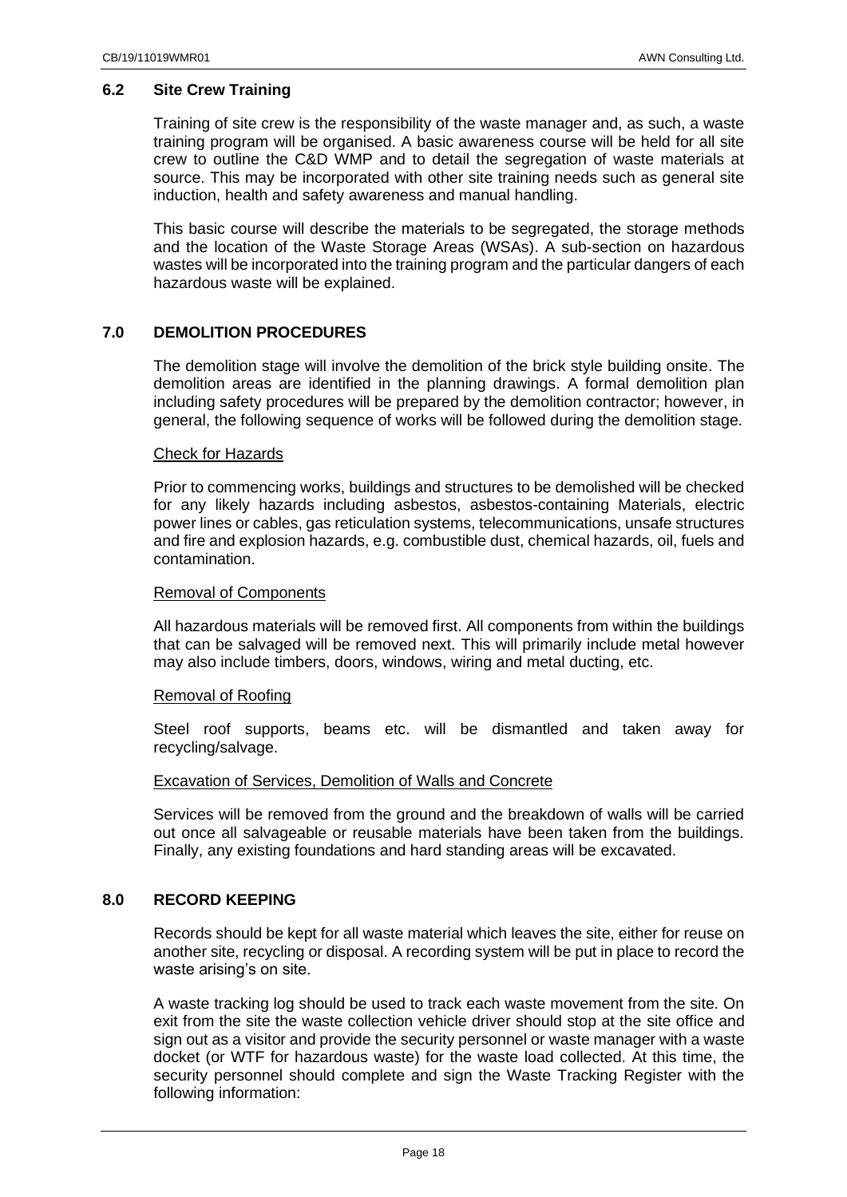### 6.2 Site Crew Training

Training of site crew is the responsibility of the waste manager and, as such, a waste training program will be organised. A basic awareness course will be held for all site crew to outline the C&D WMP and to detail the segregation of waste materials at source. This may be incorporated with other site training needs such as general site induction, health and safety awareness and manual handling.

This basic course will describe the materials to be segregated, the storage methods and the location of the Waste Storage Areas (WSAs). A sub-section on hazardous wastes will be incorporated into the training program and the particular dangers of each hazardous waste will be explained.

## 7.0 DEMOLITION PROCEDURES

The demolition stage will involve the demolition of the brick style building onsite. The demolition areas are identified in the planning drawings. A formal demolition plan including safety procedures will be prepared by the demolition contractor; however, in general, the following sequence of works will be followed during the demolition stage.

Check for Hazards

Prior to commencing works, buildings and structures to be demolished will be checked for any likely hazards including asbestos, asbestos-containing Materials, electric power lines or cables, gas reticulation systems, telecommunications, unsafe structures and fire and explosion hazards, e.g. combustible dust, chemical hazards, oil, fuels and contamination.

Removal of Components

All hazardous materials will be removed first. All components from within the buildings that can be salvaged will be removed next. This will primarily include metal however may also include timbers, doors, windows, wiring and metal ducting, etc.

Removal of Roofing

Steel roof supports, beams etc. will be dismantled and taken away for recycling/salvage.

Excavation of Services, Demolition of Walls and Concrete

Services will be removed from the ground and the breakdown of walls will be carried out once all salvageable or reusable materials have been taken from the buildings. Finally, any existing foundations and hard standing areas will be excavated.

## 8.0 RECORD KEEPING

Records should be kept for all waste material which leaves the site, either for reuse on another site, recycling or disposal. A recording system will be put in place to record the waste arising's on site.

A waste tracking log should be used to track each waste movement from the site. On exit from the site the waste collection vehicle driver should stop at the site office and sign out as a visitor and provide the security personnel or waste manager with a waste docket (or WTF for hazardous waste) for the waste load collected. At this time, the security personnel should complete and sign the Waste Tracking Register with the following information: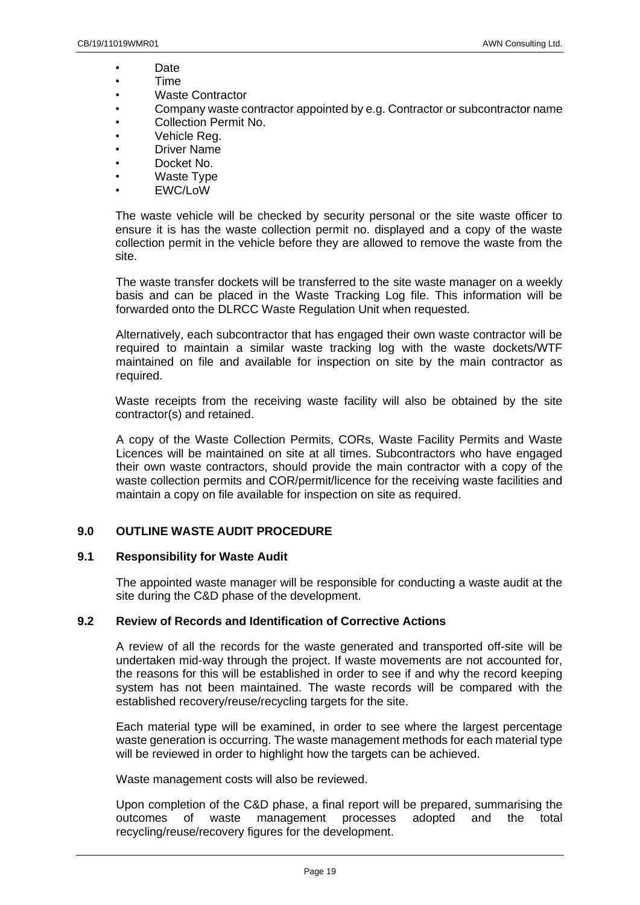- Date
- Time
- Waste Contractor
- Company waste contractor appointed by e.g. Contractor or subcontractor name
- Collection Permit No.
- Vehicle Reg.
- Driver Name
- Docket No.
- Waste Type
- EWC/LoW

The waste vehicle will be checked by security personal or the site waste officer to ensure it is has the waste collection permit no. displayed and a copy of the waste collection permit in the vehicle before they are allowed to remove the waste from the site.

The waste transfer dockets will be transferred to the site waste manager on a weekly basis and can be placed in the Waste Tracking Log file. This information will be forwarded onto the DLRCC Waste Regulation Unit when requested.

Alternatively, each subcontractor that has engaged their own waste contractor will be required to maintain a similar waste tracking log with the waste dockets/WTF maintained on file and available for inspection on site by the main contractor as required.

Waste receipts from the receiving waste facility will also be obtained by the site contractor(s) and retained.

A copy of the Waste Collection Permits, CORs, Waste Facility Permits and Waste Licences will be maintained on site at all times. Subcontractors who have engaged their own waste contractors, should provide the main contractor with a copy of the waste collection permits and COR/permit/licence for the receiving waste facilities and maintain a copy on file available for inspection on site as required.

## 9.0 OUTLINE WASTE AUDIT PROCEDURE

### 9.1 Responsibility for Waste Audit

The appointed waste manager will be responsible for conducting a waste audit at the site during the C&D phase of the development.

### 9.2 Review of Records and Identification of Corrective Actions

A review of all the records for the waste generated and transported off-site will be undertaken mid-way through the project. If waste movements are not accounted for, the reasons for this will be established in order to see if and why the record keeping system has not been maintained. The waste records will be compared with the established recovery/reuse/recycling targets for the site.

Each material type will be examined, in order to see where the largest percentage waste generation is occurring. The waste management methods for each material type will be reviewed in order to highlight how the targets can be achieved.

Waste management costs will also be reviewed.

Upon completion of the C&D phase, a final report will be prepared, summarising the outcomes of waste management processes adopted and the total recycling/reuse/recovery figures for the development.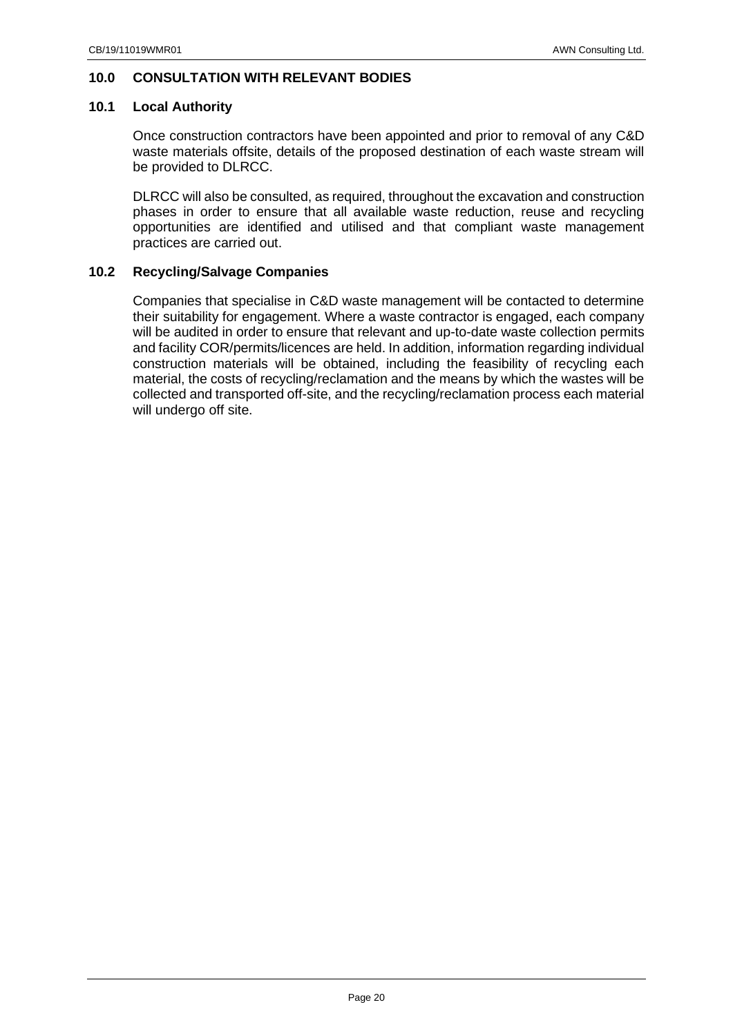## 10.0 CONSULTATION WITH RELEVANT BODIES

### 10.1 Local Authority

Once construction contractors have been appointed and prior to removal of any C&D waste materials offsite, details of the proposed destination of each waste stream will be provided to DLRCC.

DLRCC will also be consulted, as required, throughout the excavation and construction phases in order to ensure that all available waste reduction, reuse and recycling opportunities are identified and utilised and that compliant waste management practices are carried out.

### 10.2 Recycling/Salvage Companies

Companies that specialise in C&D waste management will be contacted to determine their suitability for engagement. Where a waste contractor is engaged, each company will be audited in order to ensure that relevant and up-to-date waste collection permits and facility COR/permits/licences are held. In addition, information regarding individual construction materials will be obtained, including the feasibility of recycling each material, the costs of recycling/reclamation and the means by which the wastes will be collected and transported off-site, and the recycling/reclamation process each material will undergo off site.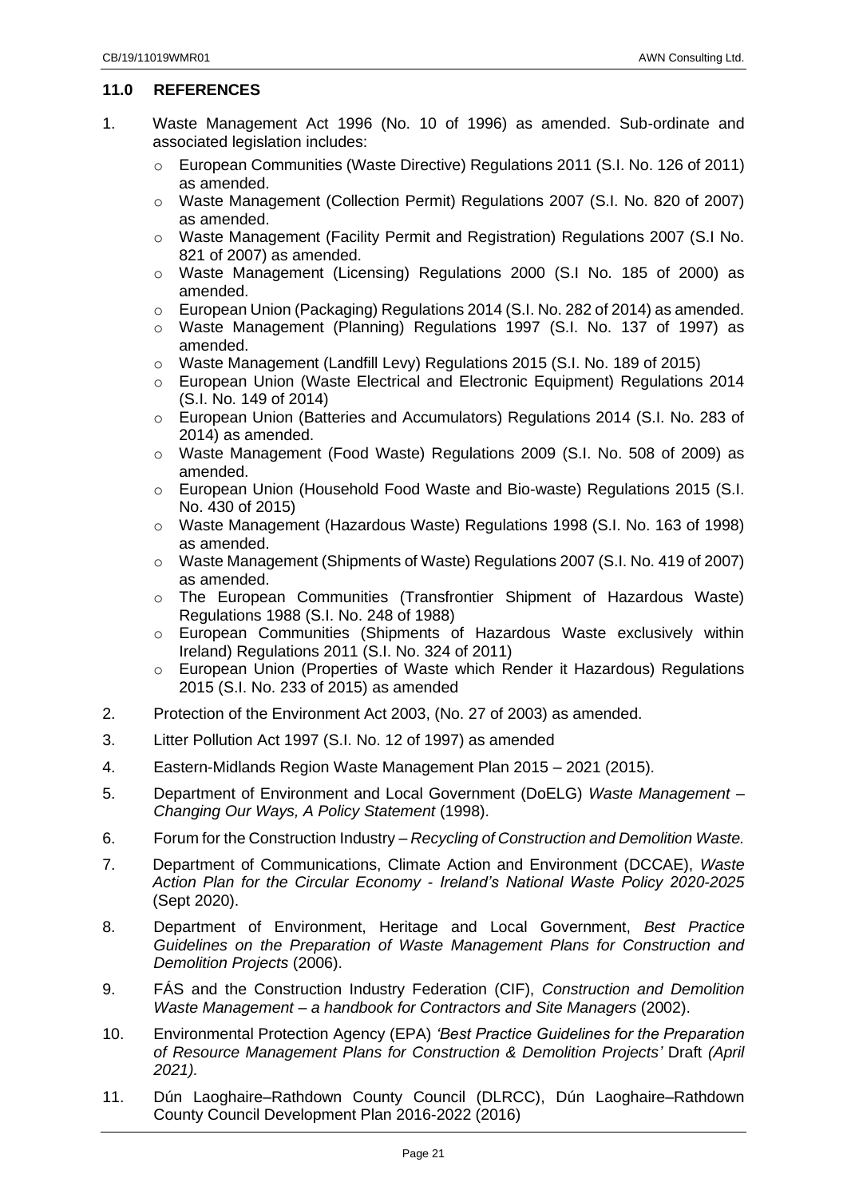## 11.0 REFERENCES

1. Waste Management Act 1996 (No. 10 of 1996) as amended. Sub-ordinate and associated legislation includes:
   - European Communities (Waste Directive) Regulations 2011 (S.I. No. 126 of 2011) as amended.
   - Waste Management (Collection Permit) Regulations 2007 (S.I. No. 820 of 2007) as amended.
   - Waste Management (Facility Permit and Registration) Regulations 2007 (S.I No. 821 of 2007) as amended.
   - Waste Management (Licensing) Regulations 2000 (S.I No. 185 of 2000) as amended.
   - European Union (Packaging) Regulations 2014 (S.I. No. 282 of 2014) as amended.
   - Waste Management (Planning) Regulations 1997 (S.I. No. 137 of 1997) as amended.
   - Waste Management (Landfill Levy) Regulations 2015 (S.I. No. 189 of 2015)
   - European Union (Waste Electrical and Electronic Equipment) Regulations 2014 (S.I. No. 149 of 2014)
   - European Union (Batteries and Accumulators) Regulations 2014 (S.I. No. 283 of 2014) as amended.
   - Waste Management (Food Waste) Regulations 2009 (S.I. No. 508 of 2009) as amended.
   - European Union (Household Food Waste and Bio-waste) Regulations 2015 (S.I. No. 430 of 2015)
   - Waste Management (Hazardous Waste) Regulations 1998 (S.I. No. 163 of 1998) as amended.
   - Waste Management (Shipments of Waste) Regulations 2007 (S.I. No. 419 of 2007) as amended.
   - The European Communities (Transfrontier Shipment of Hazardous Waste) Regulations 1988 (S.I. No. 248 of 1988)
   - European Communities (Shipments of Hazardous Waste exclusively within Ireland) Regulations 2011 (S.I. No. 324 of 2011)
   - European Union (Properties of Waste which Render it Hazardous) Regulations 2015 (S.I. No. 233 of 2015) as amended
2. Protection of the Environment Act 2003, (No. 27 of 2003) as amended.
3. Litter Pollution Act 1997 (S.I. No. 12 of 1997) as amended
4. Eastern-Midlands Region Waste Management Plan 2015 – 2021 (2015).
5. Department of Environment and Local Government (DoELG) *Waste Management – Changing Our Ways, A Policy Statement* (1998).
6. Forum for the Construction Industry – *Recycling of Construction and Demolition Waste.*
7. Department of Communications, Climate Action and Environment (DCCAE), *Waste Action Plan for the Circular Economy - Ireland's National Waste Policy 2020-2025* (Sept 2020).
8. Department of Environment, Heritage and Local Government, *Best Practice Guidelines on the Preparation of Waste Management Plans for Construction and Demolition Projects* (2006).
9. FÁS and the Construction Industry Federation (CIF), *Construction and Demolition Waste Management – a handbook for Contractors and Site Managers* (2002).
10. Environmental Protection Agency (EPA) *'Best Practice Guidelines for the Preparation of Resource Management Plans for Construction & Demolition Projects'* Draft *(April 2021).*
11. Dún Laoghaire–Rathdown County Council (DLRCC), Dún Laoghaire–Rathdown County Council Development Plan 2016-2022 (2016)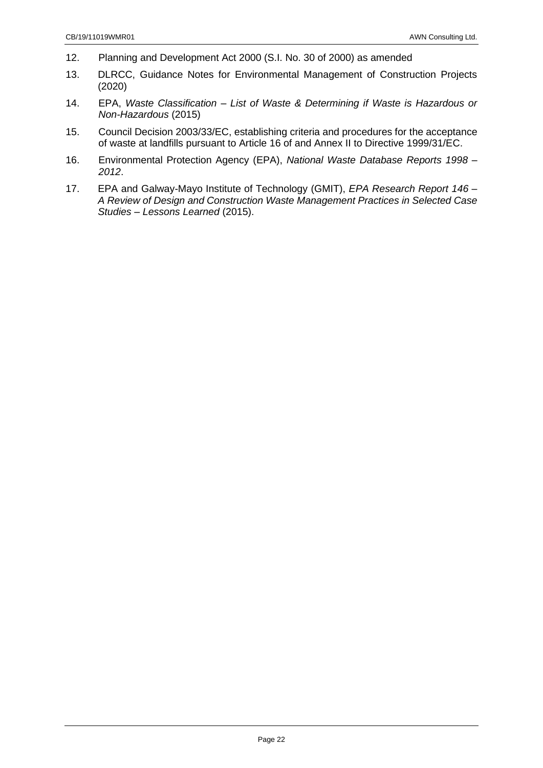12. Planning and Development Act 2000 (S.I. No. 30 of 2000) as amended

13. DLRCC, Guidance Notes for Environmental Management of Construction Projects (2020)

14. EPA, *Waste Classification – List of Waste & Determining if Waste is Hazardous or Non-Hazardous* (2015)

15. Council Decision 2003/33/EC, establishing criteria and procedures for the acceptance of waste at landfills pursuant to Article 16 of and Annex II to Directive 1999/31/EC.

16. Environmental Protection Agency (EPA), *National Waste Database Reports 1998 – 2012*.

17. EPA and Galway-Mayo Institute of Technology (GMIT), *EPA Research Report 146 – A Review of Design and Construction Waste Management Practices in Selected Case Studies – Lessons Learned* (2015).